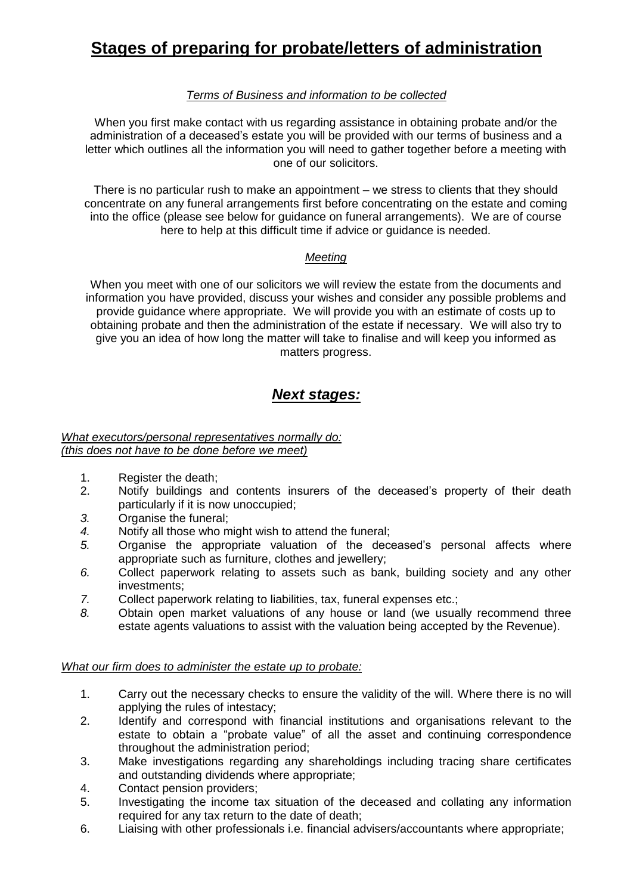# Stages of preparing for probate/letters of administration

*Terms of Business and information to be collected*

When you first make contact with us regarding assistance in obtaining probate and/or the administration of a deceased's estate you will be provided with our terms of business and a letter which outlines all the information you will need to gather together before a meeting with one of our solicitors.

There is no particular rush to make an appointment – we stress to clients that they should concentrate on any funeral arrangements first before concentrating on the estate and coming into the office (please see below for guidance on funeral arrangements). We are of course here to help at this difficult time if advice or guidance is needed.

*Meeting*

When you meet with one of our solicitors we will review the estate from the documents and information you have provided, discuss your wishes and consider any possible problems and provide guidance where appropriate. We will provide you with an estimate of costs up to obtaining probate and then the administration of the estate if necessary. We will also try to give you an idea of how long the matter will take to finalise and will keep you informed as matters progress.

## ***Next stages:***

*What executors/personal representatives normally do:*
*(this does not have to be done before we meet)*

1. Register the death;
2. Notify buildings and contents insurers of the deceased's property of their death particularly if it is now unoccupied;
3. Organise the funeral;
4. Notify all those who might wish to attend the funeral;
5. Organise the appropriate valuation of the deceased's personal affects where appropriate such as furniture, clothes and jewellery;
6. Collect paperwork relating to assets such as bank, building society and any other investments;
7. Collect paperwork relating to liabilities, tax, funeral expenses etc.;
8. Obtain open market valuations of any house or land (we usually recommend three estate agents valuations to assist with the valuation being accepted by the Revenue).

*What our firm does to administer the estate up to probate:*

1. Carry out the necessary checks to ensure the validity of the will. Where there is no will applying the rules of intestacy;
2. Identify and correspond with financial institutions and organisations relevant to the estate to obtain a "probate value" of all the asset and continuing correspondence throughout the administration period;
3. Make investigations regarding any shareholdings including tracing share certificates and outstanding dividends where appropriate;
4. Contact pension providers;
5. Investigating the income tax situation of the deceased and collating any information required for any tax return to the date of death;
6. Liaising with other professionals i.e. financial advisers/accountants where appropriate;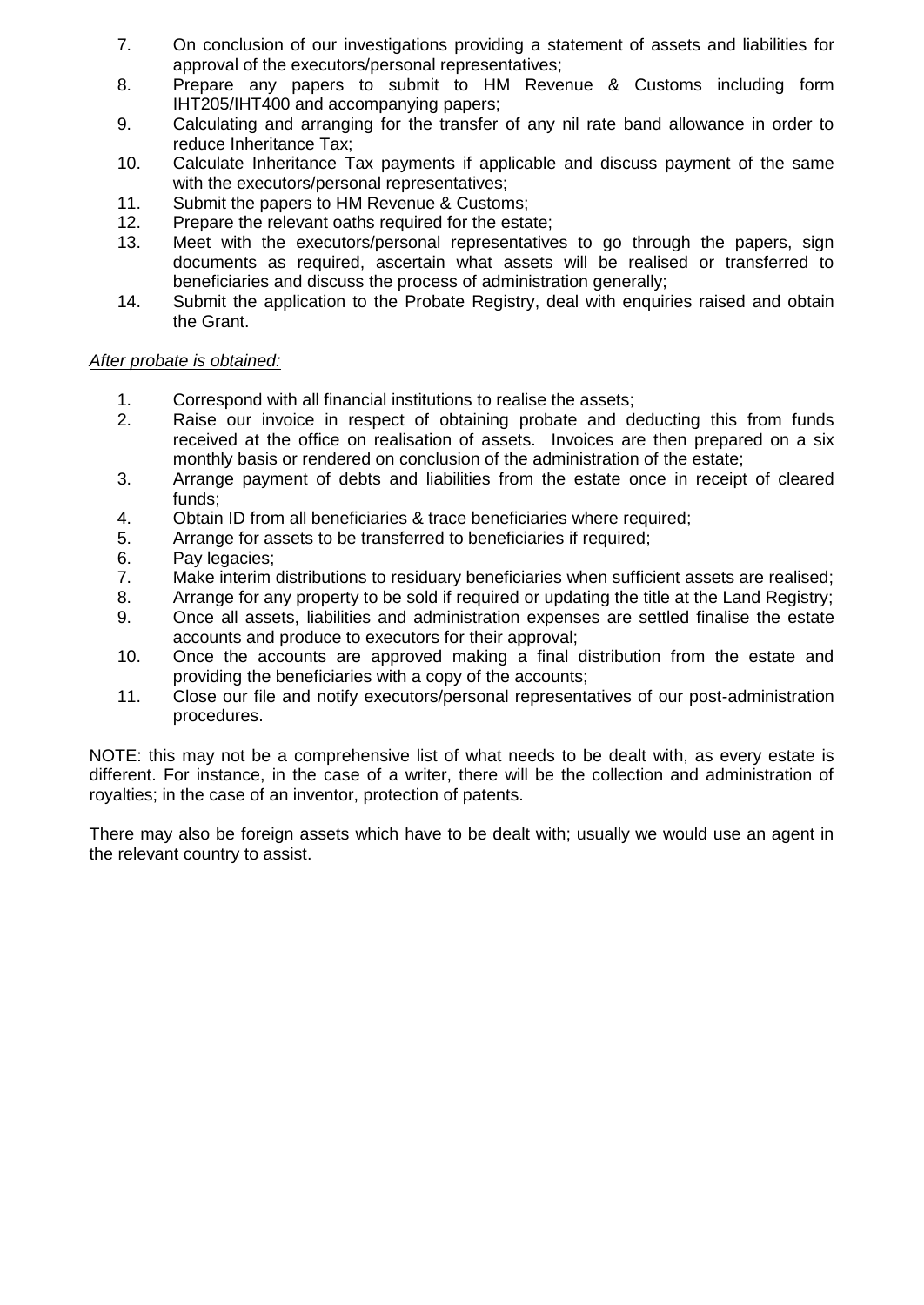7. On conclusion of our investigations providing a statement of assets and liabilities for approval of the executors/personal representatives;
8. Prepare any papers to submit to HM Revenue & Customs including form IHT205/IHT400 and accompanying papers;
9. Calculating and arranging for the transfer of any nil rate band allowance in order to reduce Inheritance Tax;
10. Calculate Inheritance Tax payments if applicable and discuss payment of the same with the executors/personal representatives;
11. Submit the papers to HM Revenue & Customs;
12. Prepare the relevant oaths required for the estate;
13. Meet with the executors/personal representatives to go through the papers, sign documents as required, ascertain what assets will be realised or transferred to beneficiaries and discuss the process of administration generally;
14. Submit the application to the Probate Registry, deal with enquiries raised and obtain the Grant.

*After probate is obtained:*

1. Correspond with all financial institutions to realise the assets;
2. Raise our invoice in respect of obtaining probate and deducting this from funds received at the office on realisation of assets. Invoices are then prepared on a six monthly basis or rendered on conclusion of the administration of the estate;
3. Arrange payment of debts and liabilities from the estate once in receipt of cleared funds;
4. Obtain ID from all beneficiaries & trace beneficiaries where required;
5. Arrange for assets to be transferred to beneficiaries if required;
6. Pay legacies;
7. Make interim distributions to residuary beneficiaries when sufficient assets are realised;
8. Arrange for any property to be sold if required or updating the title at the Land Registry;
9. Once all assets, liabilities and administration expenses are settled finalise the estate accounts and produce to executors for their approval;
10. Once the accounts are approved making a final distribution from the estate and providing the beneficiaries with a copy of the accounts;
11. Close our file and notify executors/personal representatives of our post-administration procedures.

NOTE: this may not be a comprehensive list of what needs to be dealt with, as every estate is different. For instance, in the case of a writer, there will be the collection and administration of royalties; in the case of an inventor, protection of patents.

There may also be foreign assets which have to be dealt with; usually we would use an agent in the relevant country to assist.